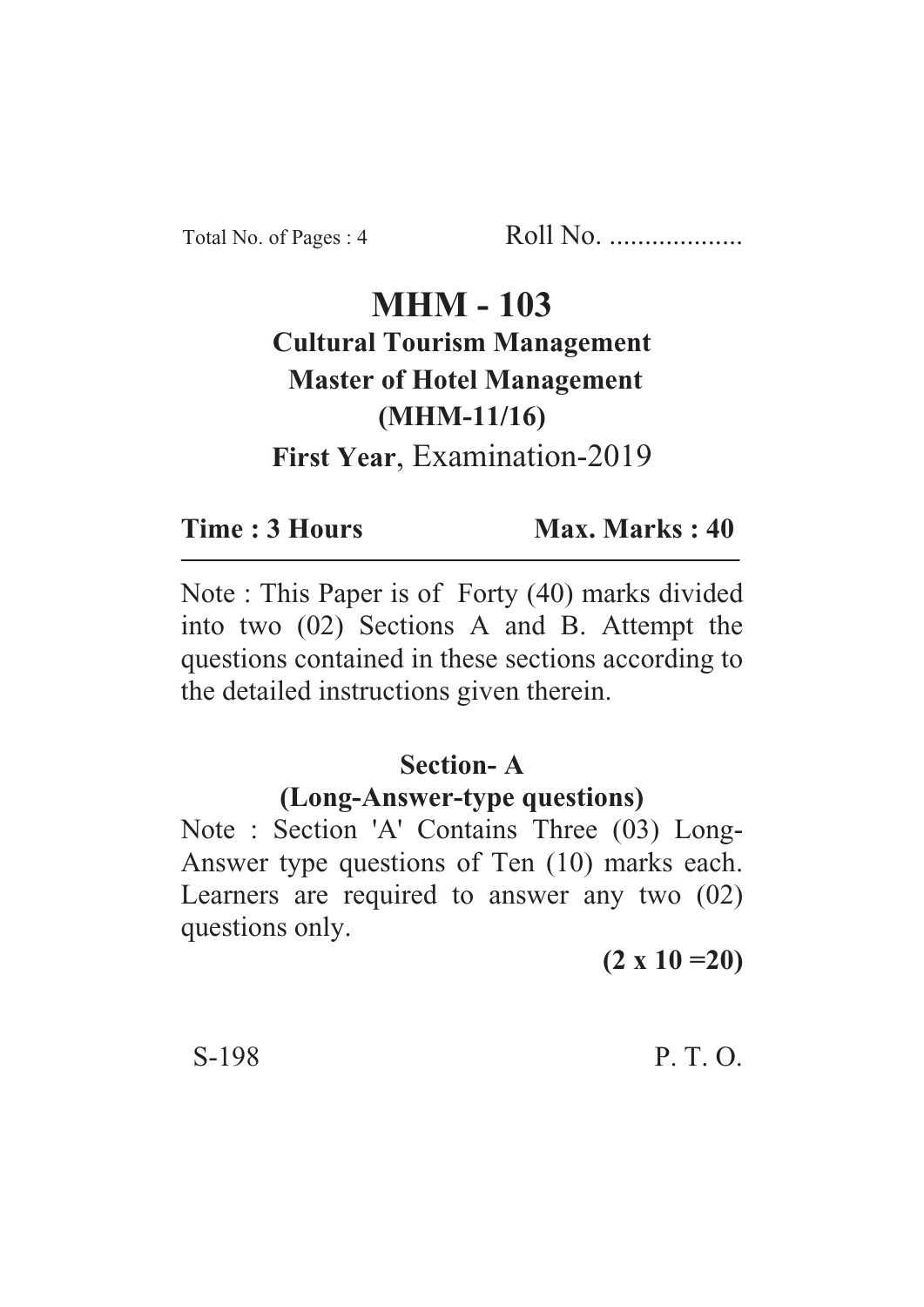Total No. of Pages : 4 Roll No. ...................

# MHM - 103

## Cultural Tourism Management

## Master of Hotel Management

## (MHM-11/16)

**First Year**, Examination-2019

**Time : 3 Hours** **Max. Marks : 40**

---

Note : This Paper is of Forty (40) marks divided into two (02) Sections A and B. Attempt the questions contained in these sections according to the detailed instructions given therein.

### Section- A

### (Long-Answer-type questions)

Note : Section 'A' Contains Three (03) Long-Answer type questions of Ten (10) marks each. Learners are required to answer any two (02) questions only.

**(2 x 10 =20)**

S-198 P. T. O.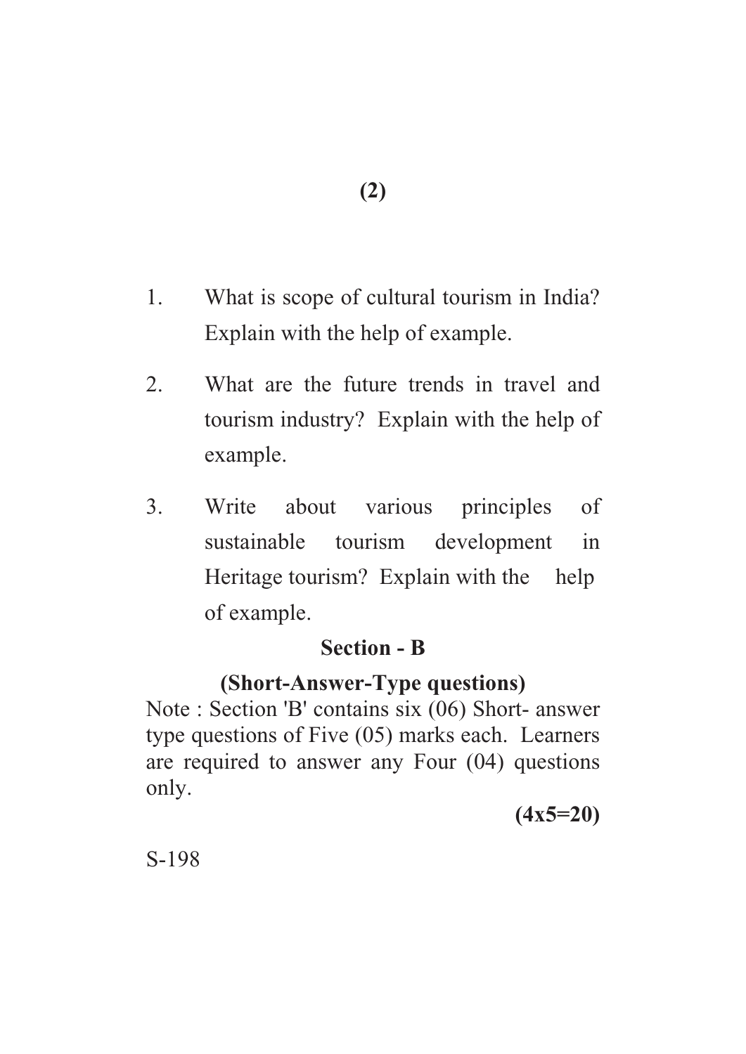1. What is scope of cultural tourism in India? Explain with the help of example.

2. What are the future trends in travel and tourism industry? Explain with the help of example.

3. Write about various principles of sustainable tourism development in Heritage tourism? Explain with the help of example.

## Section - B

### (Short-Answer-Type questions)

Note : Section 'B' contains six (06) Short- answer type questions of Five (05) marks each. Learners are required to answer any Four (04) questions only.

**(4x5=20)**

S-198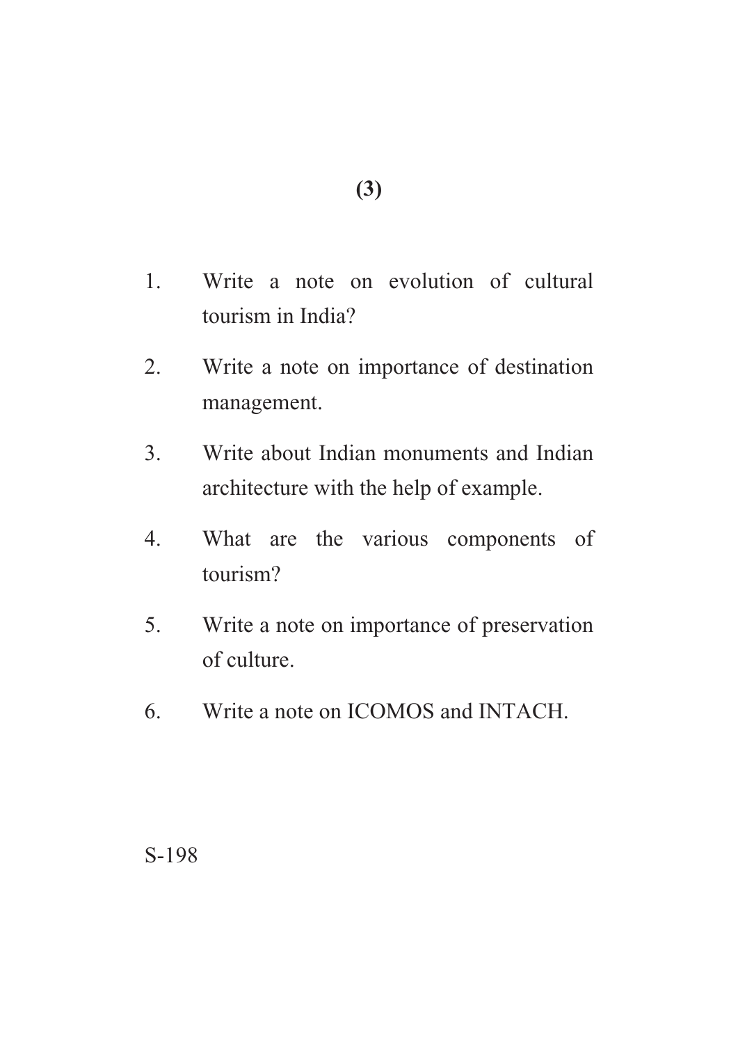1. Write a note on evolution of cultural tourism in India?
2. Write a note on importance of destination management.
3. Write about Indian monuments and Indian architecture with the help of example.
4. What are the various components of tourism?
5. Write a note on importance of preservation of culture.
6. Write a note on ICOMOS and INTACH.

S-198